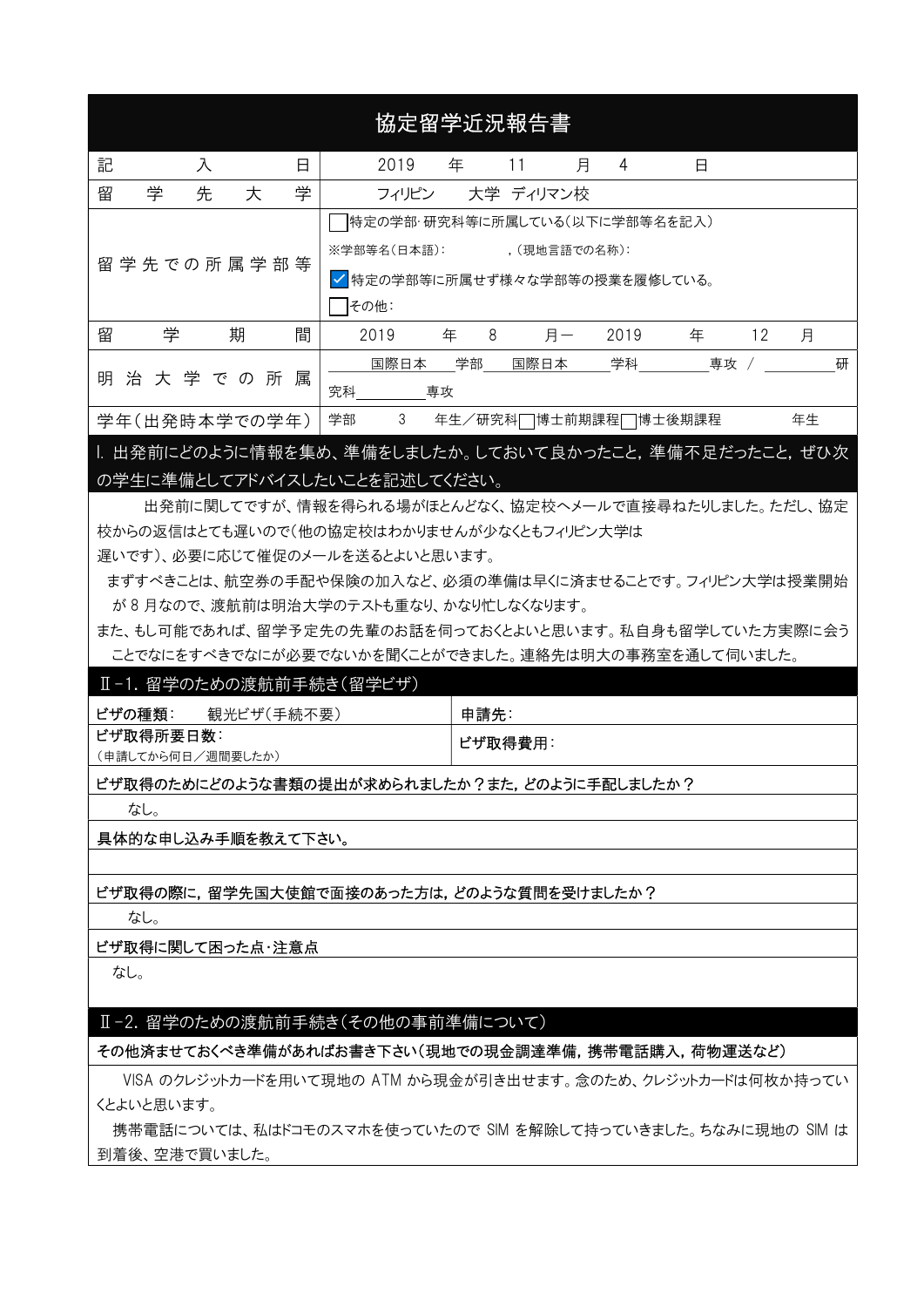# 協定留学近況報告書

| | |
|---|---|
| 記入日 | 2019 年 11 月 4 日 |
| 留学先大学 | フィリピン 大学 ディリマン校 |
| 留学先での所属学部等 | ☐特定の学部･研究科等に所属している(以下に学部等名を記入)<br>※学部等名(日本語): ,(現地言語での名称):<br>☑特定の学部等に所属せず様々な学部等の授業を履修している。<br>☐その他: |
| 留学期間 | 2019 年 8 月－ 2019 年 12 月 |
| 明治大学での所属 | 国際日本 学部 国際日本 学科 ＿＿ 専攻 / ＿＿ 研究科 ＿＿ 専攻 |
| 学年(出発時本学での学年) | 学部 3 年生／研究科☐博士前期課程☐博士後期課程 年生 |

## Ⅰ. 出発前にどのように情報を集め、準備をしましたか。しておいて良かったこと, 準備不足だったこと, ぜひ次の学生に準備としてアドバイスしたいことを記述してください。

出発前に関してですが、情報を得られる場がほとんどなく、協定校へメールで直接尋ねたりしました。ただし、協定校からの返信はとても遅いので(他の協定校はわかりませんが少なくともフィリピン大学は遅いです)、必要に応じて催促のメールを送るとよいと思います。

まずすべきことは、航空券の手配や保険の加入など、必須の準備は早くに済ませることです。フィリピン大学は授業開始が 8 月なので、渡航前は明治大学のテストも重なり、かなり忙しくなります。

また、もし可能であれば、留学予定先の先輩のお話を伺っておくとよいと思います。私自身も留学していた方実際に会うことでなにをすべきでなにが必要でないかを聞くことができました。連絡先は明大の事務室を通して伺いました。

## Ⅱ-1. 留学のための渡航前手続き(留学ビザ)

| | |
|---|---|
| **ビザの種類**: 観光ビザ(手続不要) | **申請先**: |
| **ビザ取得所要日数**:<br>(申請してから何日／週間要したか) | **ビザ取得費用**: |

**ビザ取得のためにどのような書類の提出が求められましたか？また, どのように手配しましたか？**

なし。

**具体的な申し込み手順を教えて下さい。**

**ビザ取得の際に, 留学先国大使館で面接のあった方は, どのような質問を受けましたか？**

なし。

**ビザ取得に関して困った点･注意点**

なし。

## Ⅱ-2. 留学のための渡航前手続き(その他の事前準備について)

**その他済ませておくべき準備があればお書き下さい(現地での現金調達準備, 携帯電話購入, 荷物運送など)**

VISA のクレジットカードを用いて現地の ATM から現金が引き出せます。念のため、クレジットカードは何枚か持っていくとよいと思います。

携帯電話については、私はドコモのスマホを使っていたので SIM を解除して持っていきました。ちなみに現地の SIM は到着後、空港で買いました。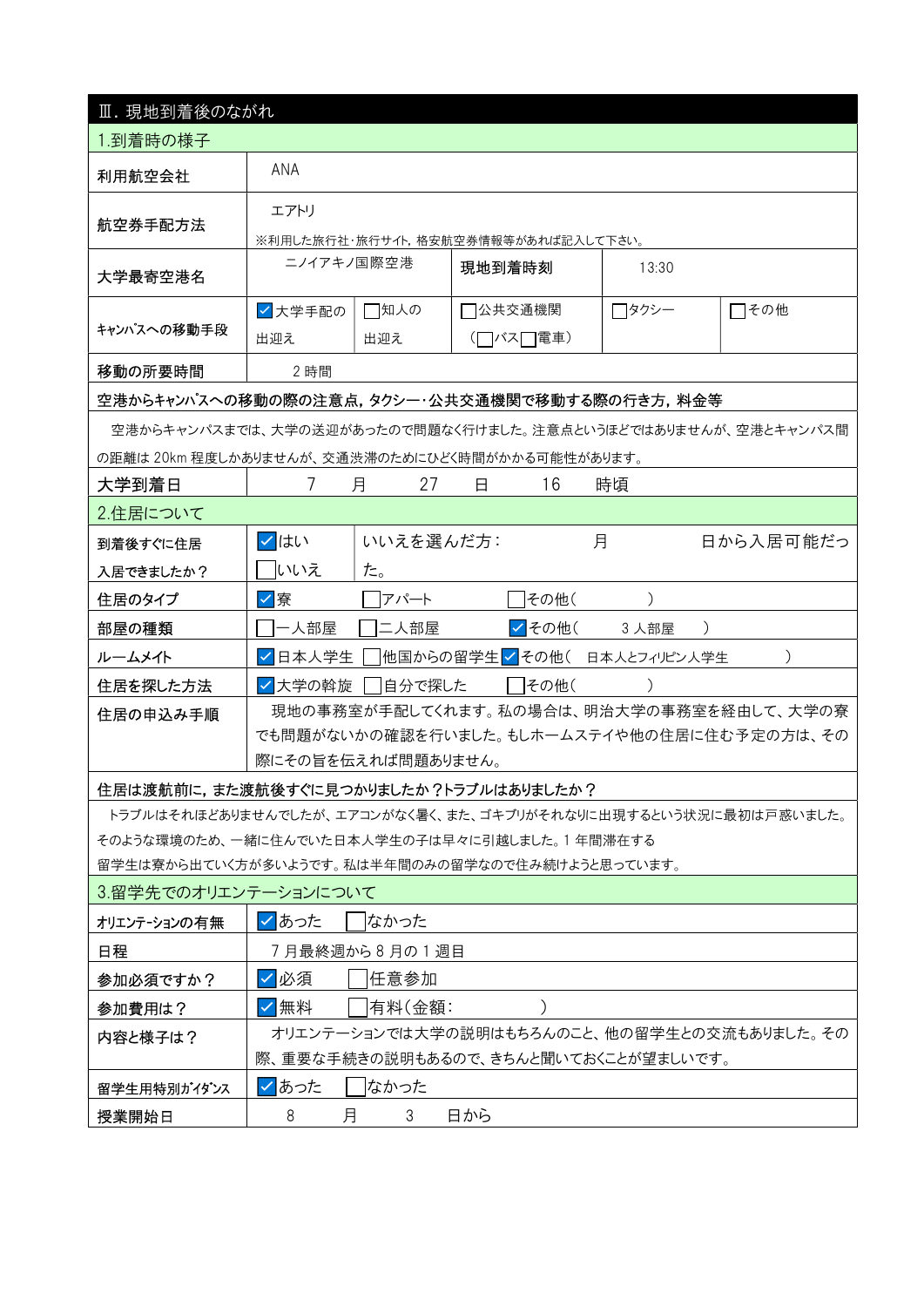## Ⅲ. 現地到着後のながれ

### 1.到着時の様子

| 項目 | 内容 |
|---|---|
| 利用航空会社 | ANA |
| 航空券手配方法 | エアトリ<br>※利用した旅行社・旅行サイト，格安航空券情報等があれば記入して下さい。 |
| 大学最寄空港名 | ニノイアキノ国際空港 |
| 現地到着時刻 | 13:30 |
| キャンパスへの移動手段 | ☑大学手配の出迎え　☐知人の出迎え　☐公共交通機関（☐バス☐電車）　☐タクシー　☐その他 |
| 移動の所要時間 | 2 時間 |

**空港からキャンパスへの移動の際の注意点，タクシー・公共交通機関で移動する際の行き方，料金等**

空港からキャンパスまでは、大学の送迎があったので問題なく行けました。注意点というほどではありませんが、空港とキャンパス間の距離は 20km 程度しかありませんが、交通渋滞のためにひどく時間がかかる可能性があります。

| 項目 | 内容 |
|---|---|
| 大学到着日 | 7 月 27 日 16 時頃 |

### 2.住居について

| 項目 | 内容 |
|---|---|
| 到着後すぐに住居入居できましたか？ | ☑はい　☐いいえ　いいえを選んだ方：　月　日から入居可能だった。 |
| 住居のタイプ | ☑寮　☐アパート　☐その他（　） |
| 部屋の種類 | ☐一人部屋　☐二人部屋　☑その他（ 3 人部屋 ） |
| ルームメイト | ☑日本人学生　☐他国からの留学生　☑その他（ 日本人とフィリピン人学生 ） |
| 住居を探した方法 | ☑大学の斡旋　☐自分で探した　☐その他（　） |
| 住居の申込み手順 | 現地の事務室が手配してくれます。私の場合は、明治大学の事務室を経由して、大学の寮でも問題がないかの確認を行いました。もしホームステイや他の住居に住む予定の方は、その際にその旨を伝えれば問題ありません。 |

**住居は渡航前に，また渡航後すぐに見つかりましたか？トラブルはありませんでしたか？**

トラブルはそれほどありませんでしたが、エアコンがなく暑く、また、ゴキブリがそれなりに出現するという状況に最初は戸惑いました。そのような環境のため、一緒に住んでいた日本人学生の子は早々に引越しました。1 年間滞在する留学生は寮から出ていく方が多いようです。私は半年間のみの留学なので住み続けようと思っています。

### 3.留学先でのオリエンテーションについて

| 項目 | 内容 |
|---|---|
| オリエンテーションの有無 | ☑あった　☐なかった |
| 日程 | 7 月最終週から 8 月の 1 週目 |
| 参加必須ですか？ | ☑必須　☐任意参加 |
| 参加費用は？ | ☑無料　☐有料（金額：　） |
| 内容と様子は？ | オリエンテーションでは大学の説明はもちろんのこと、他の留学生との交流もありました。その際、重要な手続きの説明もあるので、きちんと聞いておくことが望ましいです。 |
| 留学生用特別ガイダンス | ☑あった　☐なかった |
| 授業開始日 | 8 月 3 日から |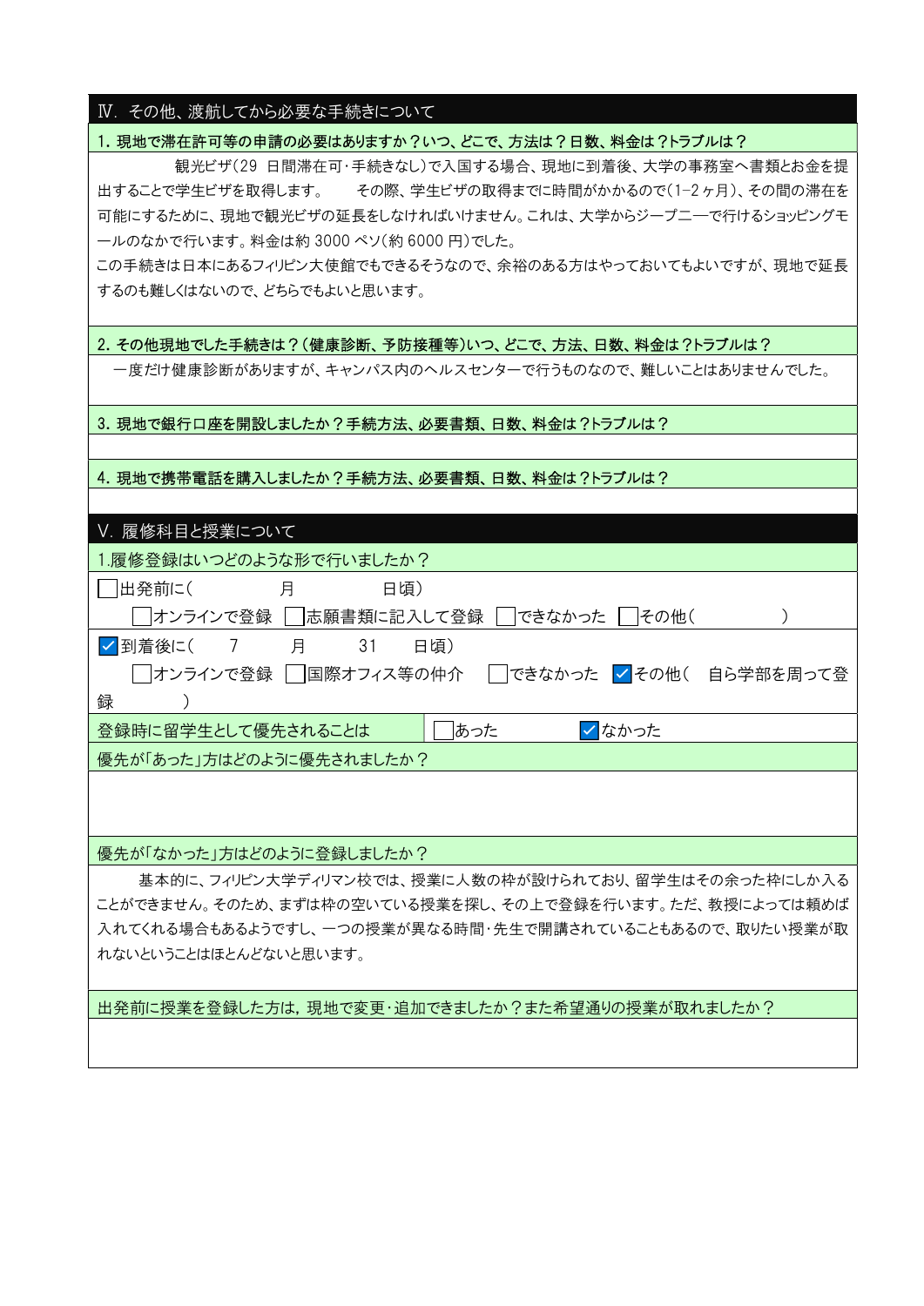## Ⅳ. その他、渡航してから必要な手続きについて

**1. 現地で滞在許可等の申請の必要はありますか？いつ、どこで、方法は？日数、料金は？トラブルは？**

観光ビザ(29 日間滞在可・手続きなし)で入国する場合、現地に到着後、大学の事務室へ書類とお金を提出することで学生ビザを取得します。　その際、学生ビザの取得までに時間がかかるので(1-2 ヶ月)、その間の滞在を可能にするために、現地で観光ビザの延長をしなければいけません。これは、大学からジープニーで行けるショッピングモールのなかで行います。料金は約 3000 ペソ(約 6000 円)でした。
この手続きは日本にあるフィリピン大使館でもできるそうなので、余裕のある方はやっておいてもよいですが、現地で延長するのも難しくはないので、どちらでもよいと思います。

**2. その他現地でした手続きは？(健康診断、予防接種等)いつ、どこで、方法、日数、料金は？トラブルは？**

一度だけ健康診断がありますが、キャンパス内のヘルスセンターで行うものなので、難しいことはありませんでした。

**3. 現地で銀行口座を開設しましたか？手続方法、必要書類、日数、料金は？トラブルは？**

**4. 現地で携帯電話を購入しましたか？手続方法、必要書類、日数、料金は？トラブルは？**

## Ⅴ. 履修科目と授業について

1.履修登録はいつどのような形で行いましたか？

☐出発前に(　　　月　　　日頃)
　☐オンラインで登録 ☐志願書類に記入して登録 ☐できなかった ☐その他(　　　)

☑到着後に(　7　月　31　日頃)
　☐オンラインで登録 ☐国際オフィス等の仲介 ☐できなかった ☑その他(　自ら学部を周って登録　)

| 登録時に留学生として優先されることは | ☐あった | ☑なかった |
|---|---|---|

優先が「あった」方はどのように優先されましたか？

優先が「なかった」方はどのように登録しましたか？

基本的に、フィリピン大学ディリマン校では、授業に人数の枠が設けられており、留学生はその余った枠にしか入ることができません。そのため、まずは枠の空いている授業を探し、その上で登録を行います。ただ、教授によっては頼めば入れてくれる場合もあるようですし、一つの授業が異なる時間・先生で開講されていることもあるので、取りたい授業が取れないということはほとんどないと思います。

出発前に授業を登録した方は，現地で変更・追加できましたか？また希望通りの授業が取れましたか？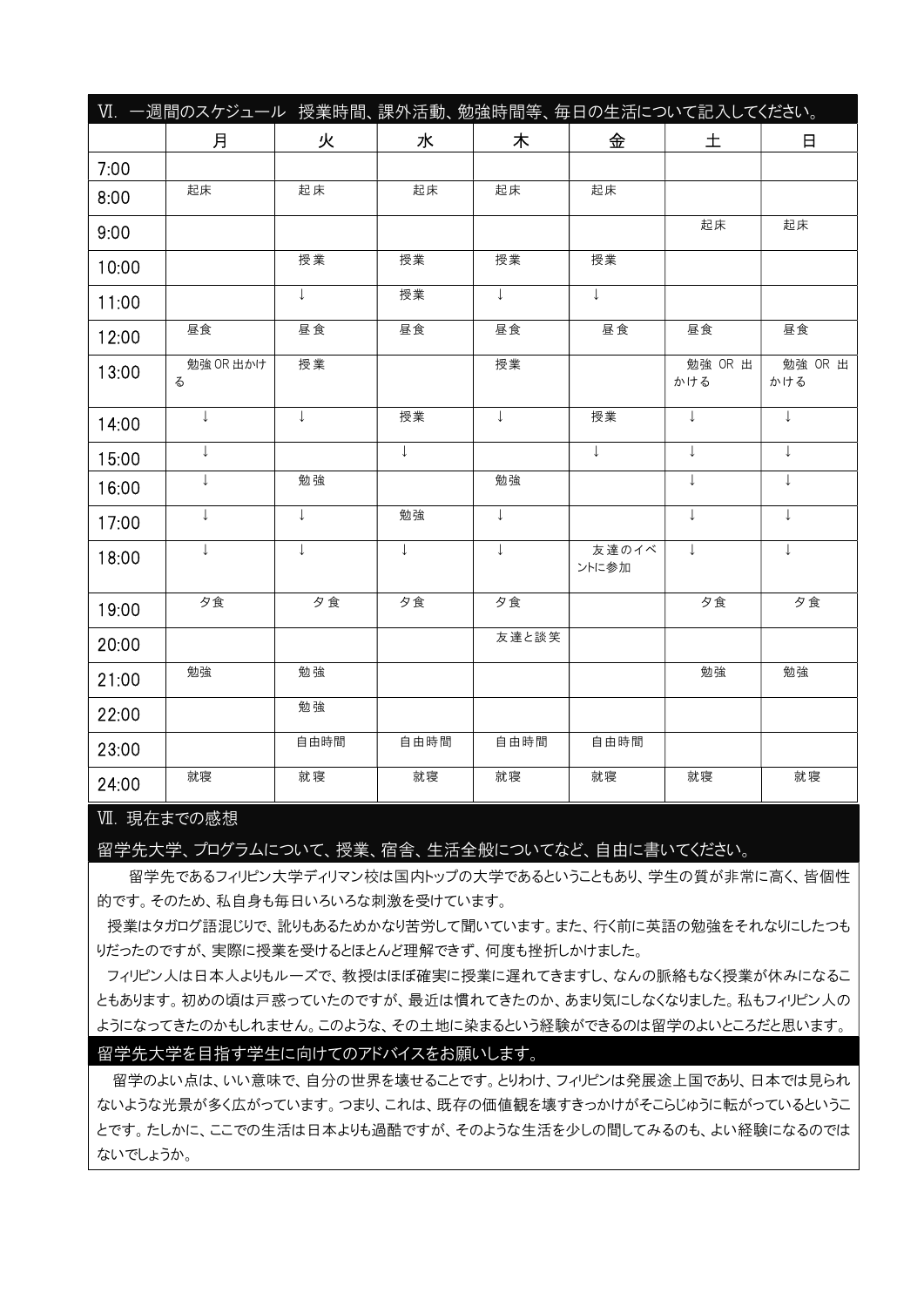## Ⅵ. 一週間のスケジュール　授業時間、課外活動、勉強時間等、毎日の生活について記入してください。

| | 月 | 火 | 水 | 木 | 金 | 土 | 日 |
|---|---|---|---|---|---|---|---|
| 7:00 | | | | | | | |
| 8:00 | 起床 | 起床 | 起床 | 起床 | 起床 | | |
| 9:00 | | | | | | 起床 | 起床 |
| 10:00 | | 授業 | 授業 | 授業 | 授業 | | |
| 11:00 | | ↓ | 授業 | ↓ | ↓ | | |
| 12:00 | 昼食 | 昼食 | 昼食 | 昼食 | 昼食 | 昼食 | 昼食 |
| 13:00 | 勉強 OR 出かける | 授業 | | 授業 | | 勉強 OR 出かける | 勉強 OR 出かける |
| 14:00 | ↓ | ↓ | 授業 | ↓ | 授業 | ↓ | ↓ |
| 15:00 | ↓ | | ↓ | | ↓ | ↓ | ↓ |
| 16:00 | ↓ | 勉強 | | 勉強 | | ↓ | ↓ |
| 17:00 | ↓ | ↓ | 勉強 | ↓ | | ↓ | ↓ |
| 18:00 | ↓ | ↓ | ↓ | ↓ | 友達のイベントに参加 | ↓ | ↓ |
| 19:00 | 夕食 | 夕食 | 夕食 | 夕食 | | 夕食 | 夕食 |
| 20:00 | | | | 友達と談笑 | | | |
| 21:00 | 勉強 | 勉強 | | | | 勉強 | 勉強 |
| 22:00 | | 勉強 | | | | | |
| 23:00 | | 自由時間 | 自由時間 | 自由時間 | 自由時間 | | |
| 24:00 | 就寝 | 就寝 | 就寝 | 就寝 | 就寝 | 就寝 | 就寝 |

## Ⅶ. 現在までの感想

### 留学先大学、プログラムについて、授業、宿舎、生活全般についてなど、自由に書いてください。

留学先であるフィリピン大学ディリマン校は国内トップの大学であるということもあり、学生の質が非常に高く、皆個性的です。そのため、私自身も毎日いろいろな刺激を受けています。

授業はタガログ語混じりで、訛りもあるためかなり苦労して聞いています。また、行く前に英語の勉強をそれなりにしたつもりだったのですが、実際に授業を受けるとほとんど理解できず、何度も挫折しかけました。

フィリピン人は日本人よりもルーズで、教授はほぼ確実に授業に遅れてきますし、なんの脈絡もなく授業が休みになることもあります。初めの頃は戸惑っていたのですが、最近は慣れてきたのか、あまり気にしなくなりました。私もフィリピン人のようになってきたのかもしれません。このような、その土地に染まるという経験ができるのは留学のよいところだと思います。

### 留学先大学を目指す学生に向けてのアドバイスをお願いします。

留学のよい点は、いい意味で、自分の世界を壊せることです。とりわけ、フィリピンは発展途上国であり、日本では見られないような光景が多く広がっています。つまり、これは、既存の価値観を壊すきっかけがそこらじゅうに転がっているということです。たしかに、ここでの生活は日本よりも過酷ですが、そのような生活を少しの間してみるのも、よい経験になるのではないでしょうか。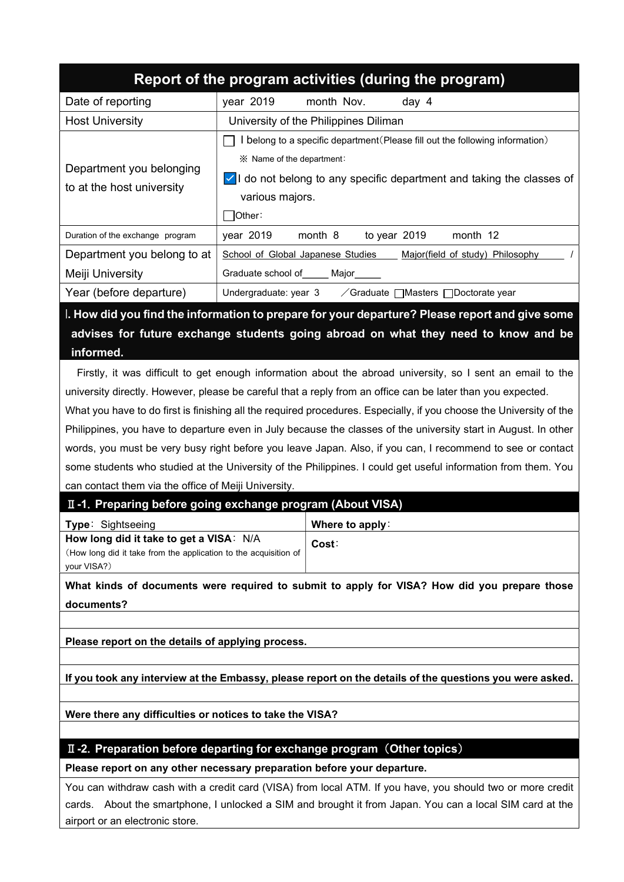# Report of the program activities (during the program)

| | |
|---|---|
| Date of reporting | year 2019 month Nov. day 4 |
| Host University | University of the Philippines Diliman |
| Department you belonging to at the host university | ☐ I belong to a specific department（Please fill out the following information）<br>※ Name of the department：<br>☑ I do not belong to any specific department and taking the classes of various majors.<br>☐ Other： |
| Duration of the exchange program | year 2019 month 8 to year 2019 month 12 |
| Department you belong to at Meiji University | School of Global Japanese Studies Major(field of study) Philosophy /<br>Graduate school of_____ Major_____ |
| Year (before departure) | Undergraduate: year 3 ／Graduate ☐Masters ☐Doctorate year |

## Ⅰ. How did you find the information to prepare for your departure? Please report and give some advises for future exchange students going abroad on what they need to know and be informed.

Firstly, it was difficult to get enough information about the abroad university, so I sent an email to the university directly. However, please be careful that a reply from an office can be later than you expected.
What you have to do first is finishing all the required procedures. Especially, if you choose the University of the Philippines, you have to departure even in July because the classes of the university start in August. In other words, you must be very busy right before you leave Japan. Also, if you can, I recommend to see or contact some students who studied at the University of the Philippines. I could get useful information from them. You can contact them via the office of Meiji University.

## Ⅱ-1. Preparing before going exchange program (About VISA)

| | |
|---|---|
| **Type**：Sightseeing | **Where to apply**： |
| **How long did it take to get a VISA**：N/A<br>（How long did it take from the application to the acquisition of your VISA?） | **Cost**： |

**What kinds of documents were required to submit to apply for VISA? How did you prepare those documents?**

**Please report on the details of applying process.**

**If you took any interview at the Embassy, please report on the details of the questions you were asked.**

**Were there any difficulties or notices to take the VISA?**

## Ⅱ-2. Preparation before departing for exchange program（Other topics）

**Please report on any other necessary preparation before your departure.**

You can withdraw cash with a credit card (VISA) from local ATM. If you have, you should two or more credit cards. About the smartphone, I unlocked a SIM and brought it from Japan. You can a local SIM card at the airport or an electronic store.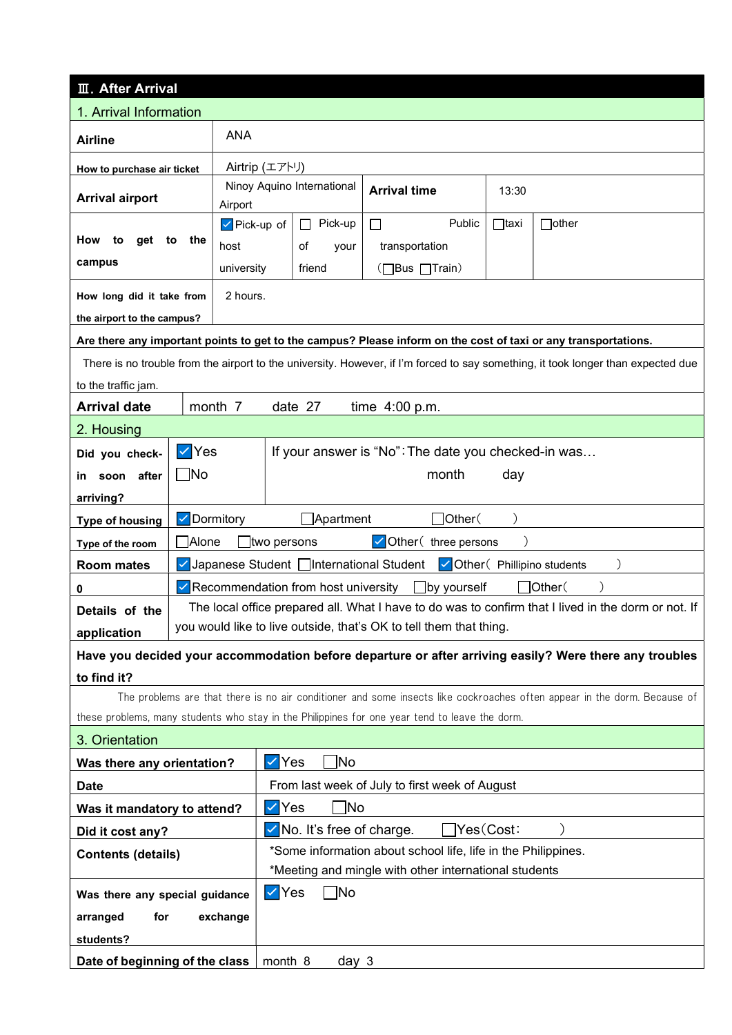## Ⅲ. After Arrival

### 1. Arrival Information

| | | | |
|---|---|---|---|
| **Airline** | ANA | | |
| **How to purchase air ticket** | Airtrip (エアトリ) | | |
| **Arrival airport** | Ninoy Aquino International Airport | **Arrival time** | 13:30 |

| | | | | | |
|---|---|---|---|---|---|
| **How to get to the campus** | ☑Pick-up of host university | ☐ Pick-up of your friend | ☐ Public transportation (☐Bus ☐Train) | ☐taxi | ☐other |

| | |
|---|---|
| **How long did it take from the airport to the campus?** | 2 hours. |

**Are there any important points to get to the campus? Please inform on the cost of taxi or any transportations.**

There is no trouble from the airport to the university. However, if I'm forced to say something, it took longer than expected due to the traffic jam.

| | |
|---|---|
| **Arrival date** | month 7 date 27 time 4:00 p.m. |

### 2. Housing

| | | |
|---|---|---|
| **Did you check-in soon after arriving?** | ☑Yes ☐No | If your answer is "No": The date you checked-in was… month day |
| **Type of housing** | ☑Dormitory ☐Apartment ☐Other( ) | |
| **Type of the room** | ☐Alone ☐two persons ☑Other( three persons ) | |
| **Room mates** | ☑Japanese Student ☐International Student ☑Other( Phillipino students ) | |
| **0** | ☑Recommendation from host university ☐by yourself ☐Other( ) | |
| **Details of the application** | The local office prepared all. What I have to do was to confirm that I lived in the dorm or not. If you would like to live outside, that's OK to tell them that thing. | |

**Have you decided your accommodation before departure or after arriving easily? Were there any troubles to find it?**

The problems are that there is no air conditioner and some insects like cockroaches often appear in the dorm. Because of these problems, many students who stay in the Philippines for one year tend to leave the dorm.

### 3. Orientation

| | |
|---|---|
| **Was there any orientation?** | ☑Yes ☐No |
| **Date** | From last week of July to first week of August |
| **Was it mandatory to attend?** | ☑Yes ☐No |
| **Did it cost any?** | ☑No. It's free of charge. ☐Yes(Cost: ) |
| **Contents (details)** | *Some information about school life, life in the Philippines.<br>*Meeting and mingle with other international students |
| **Was there any special guidance arranged for exchange students?** | ☑Yes ☐No |
| **Date of beginning of the class** | month 8 day 3 |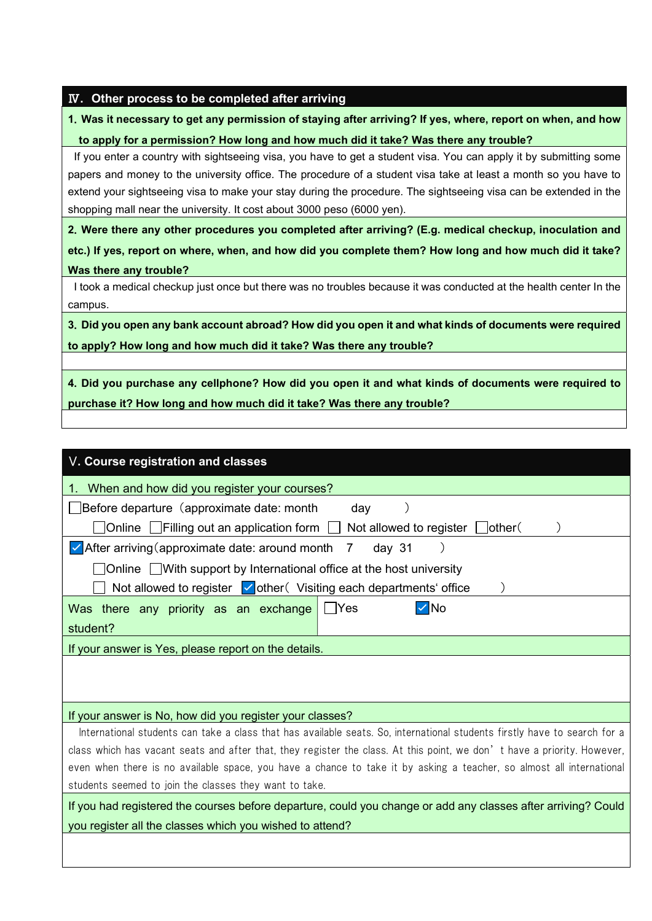## Ⅳ. Other process to be completed after arriving

**1. Was it necessary to get any permission of staying after arriving? If yes, where, report on when, and how to apply for a permission? How long and how much did it take? Was there any trouble?**

If you enter a country with sightseeing visa, you have to get a student visa. You can apply it by submitting some papers and money to the university office. The procedure of a student visa take at least a month so you have to extend your sightseeing visa to make your stay during the procedure. The sightseeing visa can be extended in the shopping mall near the university. It cost about 3000 peso (6000 yen).

**2. Were there any other procedures you completed after arriving? (E.g. medical checkup, inoculation and etc.) If yes, report on where, when, and how did you complete them? How long and how much did it take? Was there any trouble?**

I took a medical checkup just once but there was no troubles because it was conducted at the health center In the campus.

**3. Did you open any bank account abroad? How did you open it and what kinds of documents were required to apply? How long and how much did it take? Was there any trouble?**

**4. Did you purchase any cellphone? How did you open it and what kinds of documents were required to purchase it? How long and how much did it take? Was there any trouble?**

## Ⅴ. Course registration and classes

1. When and how did you register your courses?

☐ Before departure（approximate date: month　　day　　）

☐ Online ☐ Filling out an application form ☐ Not allowed to register ☐ other（　　）

☑ After arriving（approximate date: around month 7 day 31 ）

☐ Online ☐ With support by International office at the host university

☐ Not allowed to register ☑ other（ Visiting each departments' office ）

| Was there any priority as an exchange student? | ☐ Yes ☑ No |
|---|---|

If your answer is Yes, please report on the details.

If your answer is No, how did you register your classes?

International students can take a class that has available seats. So, international students firstly have to search for a class which has vacant seats and after that, they register the class. At this point, we don't have a priority. However, even when there is no available space, you have a chance to take it by asking a teacher, so almost all international students seemed to join the classes they want to take.

If you had registered the courses before departure, could you change or add any classes after arriving? Could you register all the classes which you wished to attend?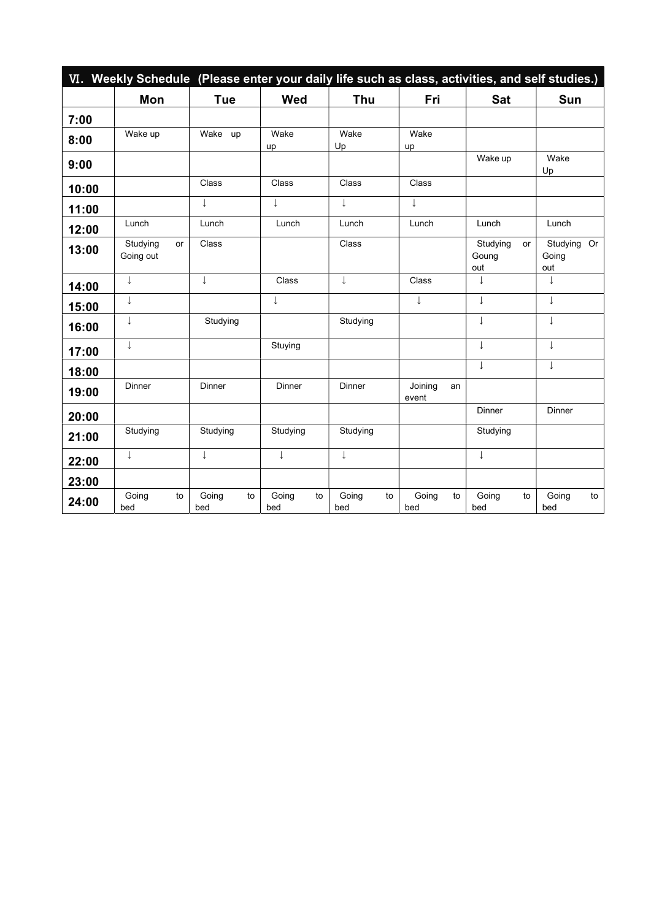## Ⅵ. Weekly Schedule (Please enter your daily life such as class, activities, and self studies.)

| | Mon | Tue | Wed | Thu | Fri | Sat | Sun |
|---|---|---|---|---|---|---|---|
| 7:00 | | | | | | | |
| 8:00 | Wake up | Wake up | Wake up | Wake Up | Wake up | | |
| 9:00 | | | | | | Wake up | Wake Up |
| 10:00 | | Class | Class | Class | Class | | |
| 11:00 | | ↓ | ↓ | ↓ | ↓ | | |
| 12:00 | Lunch | Lunch | Lunch | Lunch | Lunch | Lunch | Lunch |
| 13:00 | Studying or Going out | Class | | Class | | Studying or Goung out | Studying Or Going out |
| 14:00 | ↓ | ↓ | Class | ↓ | Class | ↓ | ↓ |
| 15:00 | ↓ | | ↓ | | ↓ | ↓ | ↓ |
| 16:00 | ↓ | Studying | | Studying | | ↓ | ↓ |
| 17:00 | ↓ | | Stuying | | | ↓ | ↓ |
| 18:00 | | | | | | ↓ | ↓ |
| 19:00 | Dinner | Dinner | Dinner | Dinner | Joining an event | | |
| 20:00 | | | | | | Dinner | Dinner |
| 21:00 | Studying | Studying | Studying | Studying | | Studying | |
| 22:00 | ↓ | ↓ | ↓ | ↓ | | ↓ | |
| 23:00 | | | | | | | |
| 24:00 | Going to bed | Going to bed | Going to bed | Going to bed | Going to bed | Going to bed | Going to bed |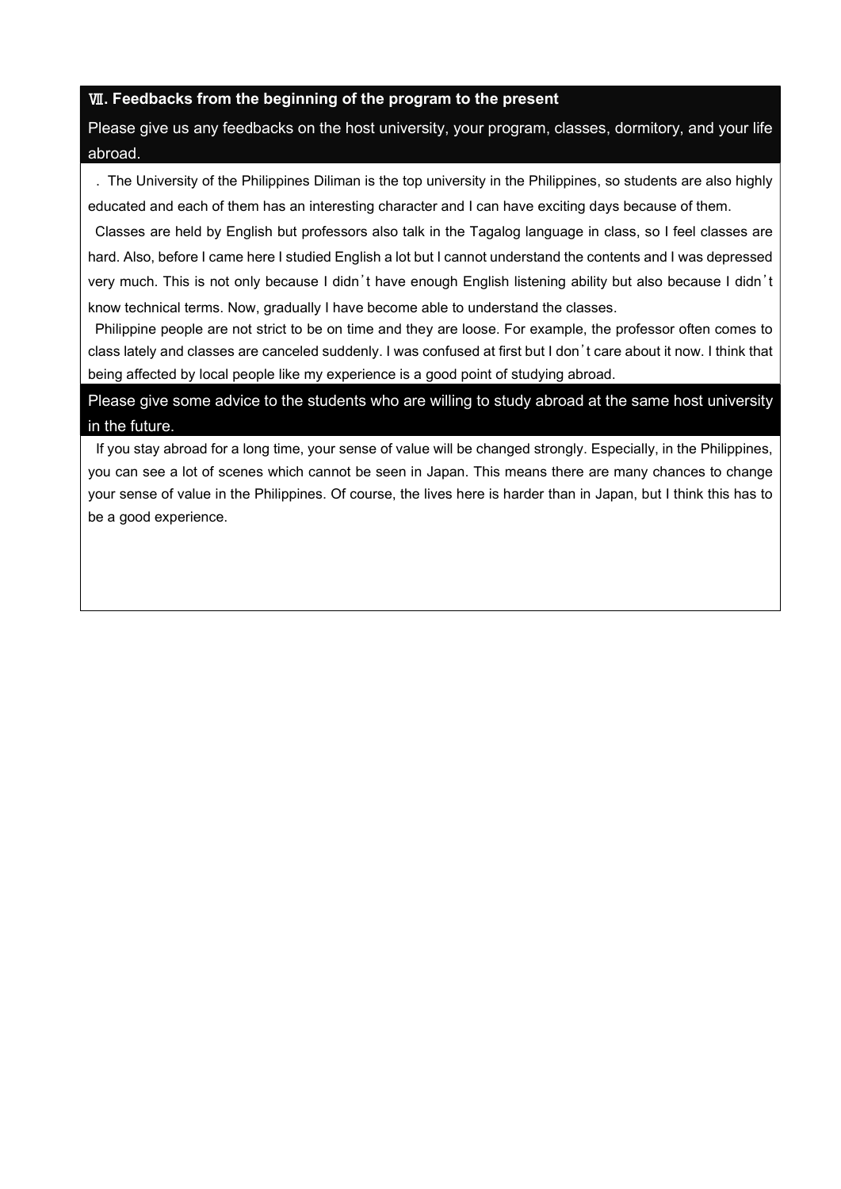## Ⅶ. Feedbacks from the beginning of the program to the present

Please give us any feedbacks on the host university, your program, classes, dormitory, and your life abroad.

. The University of the Philippines Diliman is the top university in the Philippines, so students are also highly educated and each of them has an interesting character and I can have exciting days because of them.

Classes are held by English but professors also talk in the Tagalog language in class, so I feel classes are hard. Also, before I came here I studied English a lot but I cannot understand the contents and I was depressed very much. This is not only because I didn't have enough English listening ability but also because I didn't know technical terms. Now, gradually I have become able to understand the classes.

Philippine people are not strict to be on time and they are loose. For example, the professor often comes to class lately and classes are canceled suddenly. I was confused at first but I don't care about it now. I think that being affected by local people like my experience is a good point of studying abroad.

Please give some advice to the students who are willing to study abroad at the same host university in the future.

If you stay abroad for a long time, your sense of value will be changed strongly. Especially, in the Philippines, you can see a lot of scenes which cannot be seen in Japan. This means there are many chances to change your sense of value in the Philippines. Of course, the lives here is harder than in Japan, but I think this has to be a good experience.